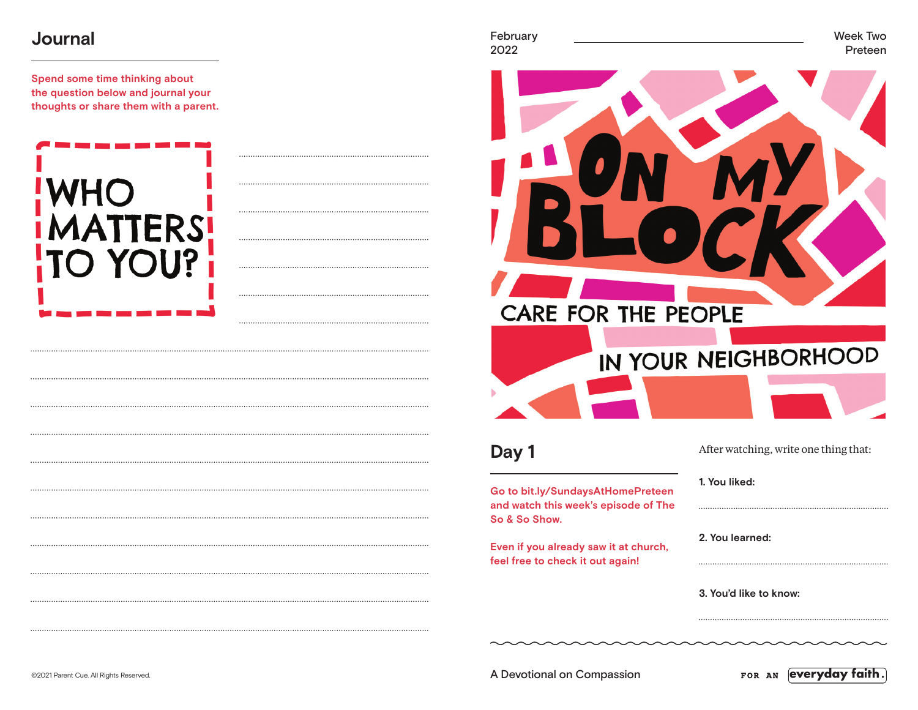# Journal

Spend some time thinking about the question below and journal your thoughts or share them with a parent.

**WHO MATTERS TO YOU?**

..........................................................................................

..........................................................................................

..........................................................................................

..........................................................................................

..........................................................................................

..........................................................................................

..........................................................................................

..........................................................................................

..........................................................................................

..........................................................................................

..........................................................................................

..........................................................................................

..........................................................................................

..........................................................................................

..........................................................................................

..........................................................................................

..........................................................................................

..........................................................................................

©2021 Parent Cue. All Rights Reserved.

February 2022

Week Two
Preteen

# ON MY BLOCK

CARE FOR THE PEOPLE IN YOUR NEIGHBORHOOD

## Day 1

Go to bit.ly/SundaysAtHomePreteen and watch this week's episode of The So & So Show.

Even if you already saw it at church, feel free to check it out again!

After watching, write one thing that:

1. You liked:

..........................................................................................

2. You learned:

..........................................................................................

3. You'd like to know:

..........................................................................................

A Devotional on Compassion

FOR AN everyday faith.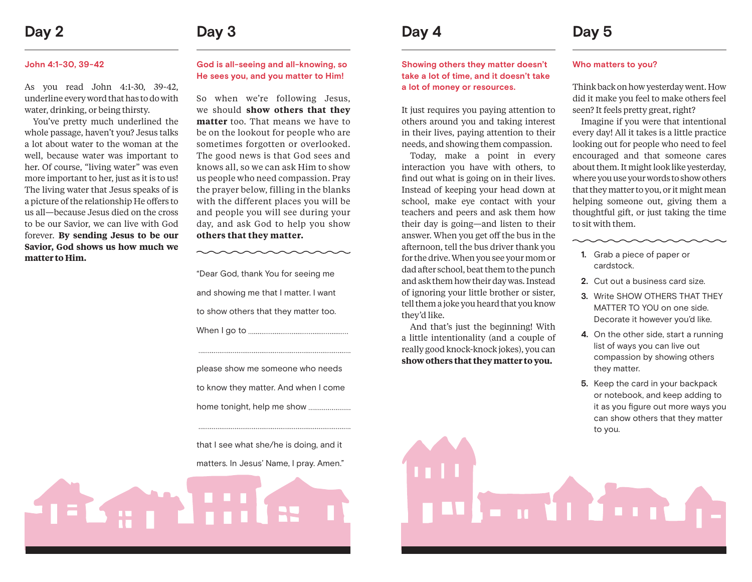## Day 2

**John 4:1-30, 39-42**

As you read John 4:1-30, 39-42, underline every word that has to do with water, drinking, or being thirsty.

You've pretty much underlined the whole passage, haven't you? Jesus talks a lot about water to the woman at the well, because water was important to her. Of course, "living water" was even more important to her, just as it is to us! The living water that Jesus speaks of is a picture of the relationship He offers to us all—because Jesus died on the cross to be our Savior, we can live with God forever. **By sending Jesus to be our Savior, God shows us how much we matter to Him.**

## Day 3

**God is all-seeing and all-knowing, so He sees you, and you matter to Him!**

So when we're following Jesus, we should **show others that they matter** too. That means we have to be on the lookout for people who are sometimes forgotten or overlooked. The good news is that God sees and knows all, so we can ask Him to show us people who need compassion. Pray the prayer below, filling in the blanks with the different places you will be and people you will see during your day, and ask God to help you show **others that they matter.**

"Dear God, thank You for seeing me and showing me that I matter. I want to show others that they matter too. When I go to ..................................................

..................................................

please show me someone who needs to know they matter. And when I come home tonight, help me show ..................

..................................................

that I see what she/he is doing, and it matters. In Jesus' Name, I pray. Amen."

## Day 4

**Showing others they matter doesn't take a lot of time, and it doesn't take a lot of money or resources.**

It just requires you paying attention to others around you and taking interest in their lives, paying attention to their needs, and showing them compassion.

Today, make a point in every interaction you have with others, to find out what is going on in their lives. Instead of keeping your head down at school, make eye contact with your teachers and peers and ask them how their day is going—and listen to their answer. When you get off the bus in the afternoon, tell the bus driver thank you for the drive. When you see your mom or dad after school, beat them to the punch and ask them how their day was. Instead of ignoring your little brother or sister, tell them a joke you heard that you know they'd like.

And that's just the beginning! With a little intentionality (and a couple of really good knock-knock jokes), you can **show others that they matter to you.**

## Day 5

**Who matters to you?**

Think back on how yesterday went. How did it make you feel to make others feel seen? It feels pretty great, right?

Imagine if you were that intentional every day! All it takes is a little practice looking out for people who need to feel encouraged and that someone cares about them. It might look like yesterday, where you use your words to show others that they matter to you, or it might mean helping someone out, giving them a thoughtful gift, or just taking the time to sit with them.

1. Grab a piece of paper or cardstock.
2. Cut out a business card size.
3. Write SHOW OTHERS THAT THEY MATTER TO YOU on one side. Decorate it however you'd like.
4. On the other side, start a running list of ways you can live out compassion by showing others they matter.
5. Keep the card in your backpack or notebook, and keep adding to it as you figure out more ways you can show others that they matter to you.